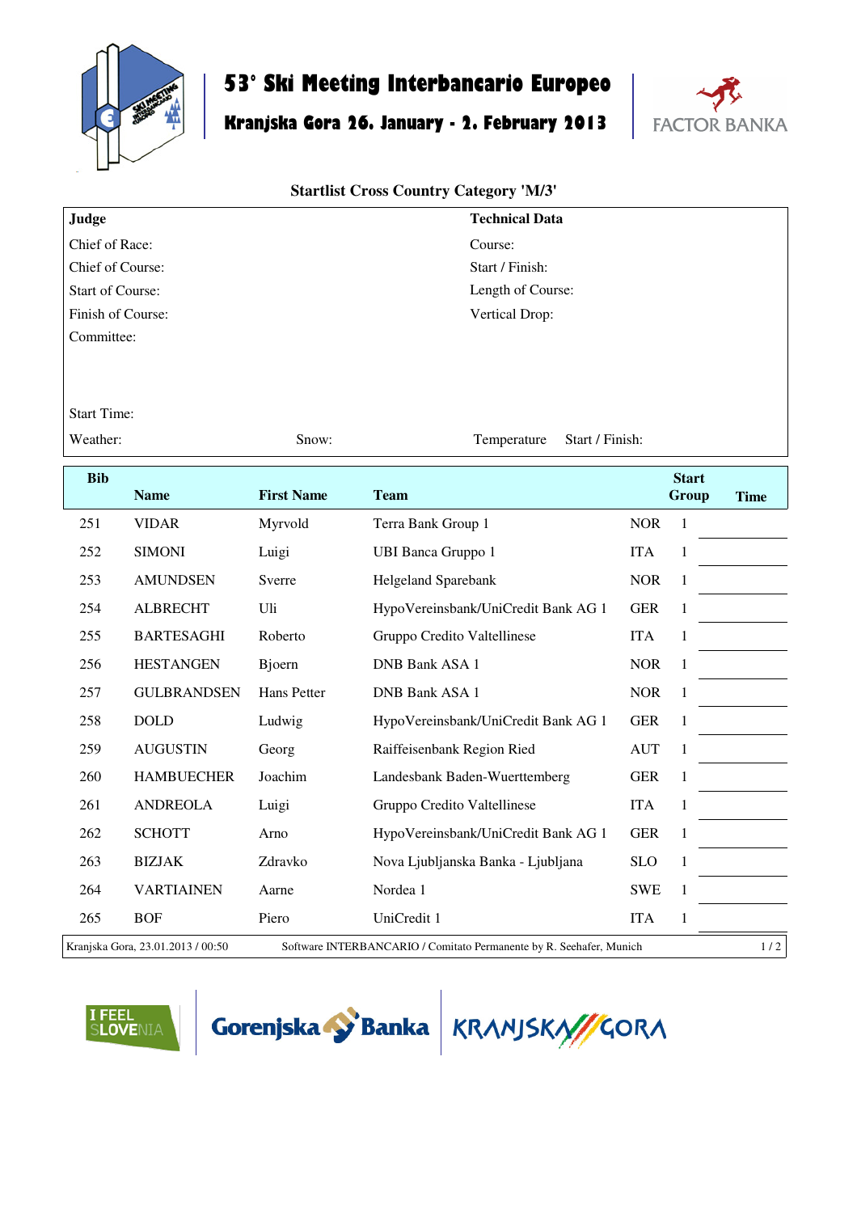# 53° Ski Meeting Interbancario Europeo

## Kranjska Gora 26. January - 2. February 2013

FACTOR BANKA

### Startlist Cross Country Category 'M/3'

| **Judge** | **Technical Data** |
|---|---|
| Chief of Race: | Course: |
| Chief of Course: | Start / Finish: |
| Start of Course: | Length of Course: |
| Finish of Course: | Vertical Drop: |
| Committee: | |

Start Time:

Weather: Snow: Temperature Start / Finish:

| Bib | Name | First Name | Team | | Start Group | Time |
|---|---|---|---|---|---|---|
| 251 | VIDAR | Myrvold | Terra Bank Group 1 | NOR | 1 | |
| 252 | SIMONI | Luigi | UBI Banca Gruppo 1 | ITA | 1 | |
| 253 | AMUNDSEN | Sverre | Helgeland Sparebank | NOR | 1 | |
| 254 | ALBRECHT | Uli | HypoVereinsbank/UniCredit Bank AG 1 | GER | 1 | |
| 255 | BARTESAGHI | Roberto | Gruppo Credito Valtellinese | ITA | 1 | |
| 256 | HESTANGEN | Bjoern | DNB Bank ASA 1 | NOR | 1 | |
| 257 | GULBRANDSEN | Hans Petter | DNB Bank ASA 1 | NOR | 1 | |
| 258 | DOLD | Ludwig | HypoVereinsbank/UniCredit Bank AG 1 | GER | 1 | |
| 259 | AUGUSTIN | Georg | Raiffeisenbank Region Ried | AUT | 1 | |
| 260 | HAMBUECHER | Joachim | Landesbank Baden-Wuerttemberg | GER | 1 | |
| 261 | ANDREOLA | Luigi | Gruppo Credito Valtellinese | ITA | 1 | |
| 262 | SCHOTT | Arno | HypoVereinsbank/UniCredit Bank AG 1 | GER | 1 | |
| 263 | BIZJAK | Zdravko | Nova Ljubljanska Banka - Ljubljana | SLO | 1 | |
| 264 | VARTIAINEN | Aarne | Nordea 1 | SWE | 1 | |
| 265 | BOF | Piero | UniCredit 1 | ITA | 1 | |

Kranjska Gora, 23.01.2013 / 00:50 Software INTERBANCARIO / Comitato Permanente by R. Seehafer, Munich

I FEEL SLOVENIA | Gorenjska Banka | KRANJSKA GORA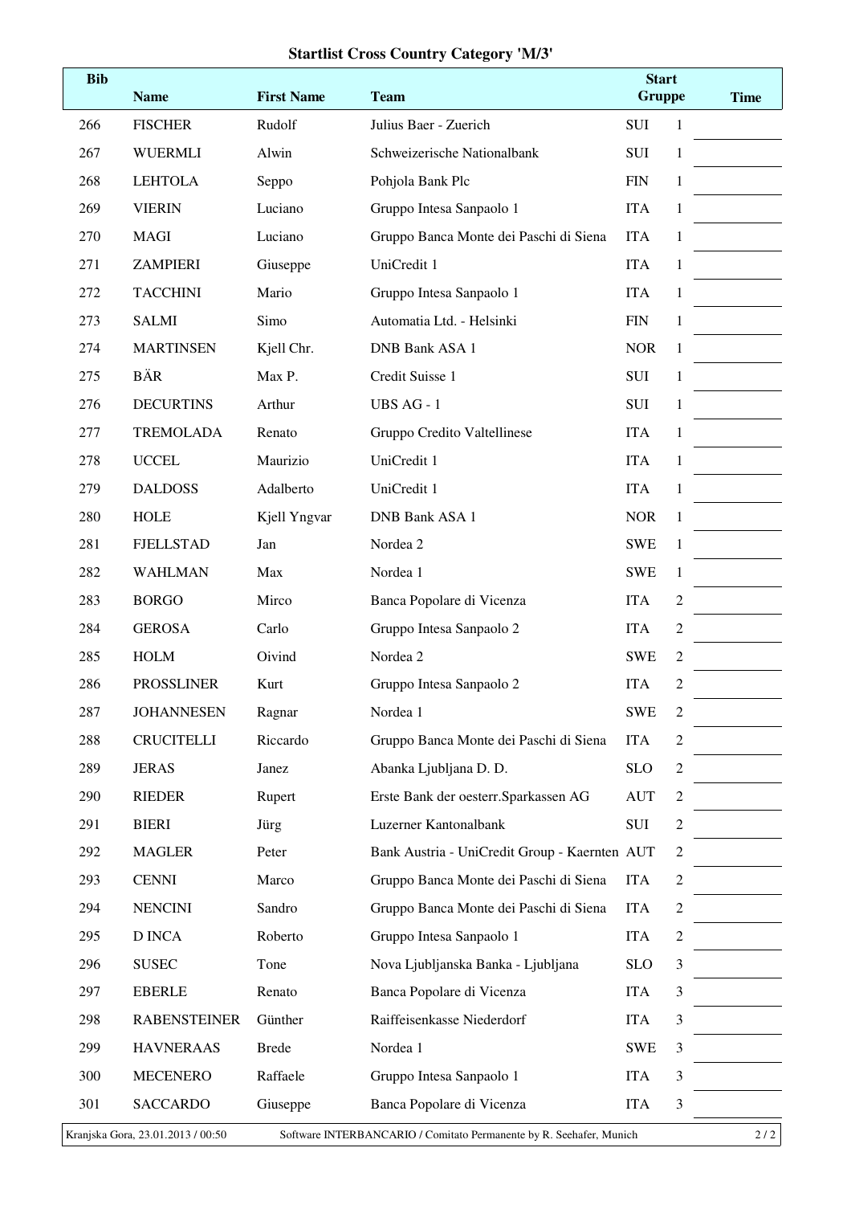# Startlist Cross Country Category 'M/3'

| Bib | Name | First Name | Team | Start Gruppe | | Time |
|---|---|---|---|---|---|---|
| 266 | FISCHER | Rudolf | Julius Baer - Zuerich | SUI | 1 | |
| 267 | WUERMLI | Alwin | Schweizerische Nationalbank | SUI | 1 | |
| 268 | LEHTOLA | Seppo | Pohjola Bank Plc | FIN | 1 | |
| 269 | VIERIN | Luciano | Gruppo Intesa Sanpaolo 1 | ITA | 1 | |
| 270 | MAGI | Luciano | Gruppo Banca Monte dei Paschi di Siena | ITA | 1 | |
| 271 | ZAMPIERI | Giuseppe | UniCredit 1 | ITA | 1 | |
| 272 | TACCHINI | Mario | Gruppo Intesa Sanpaolo 1 | ITA | 1 | |
| 273 | SALMI | Simo | Automatia Ltd. - Helsinki | FIN | 1 | |
| 274 | MARTINSEN | Kjell Chr. | DNB Bank ASA 1 | NOR | 1 | |
| 275 | BÄR | Max P. | Credit Suisse 1 | SUI | 1 | |
| 276 | DECURTINS | Arthur | UBS AG - 1 | SUI | 1 | |
| 277 | TREMOLADA | Renato | Gruppo Credito Valtellinese | ITA | 1 | |
| 278 | UCCEL | Maurizio | UniCredit 1 | ITA | 1 | |
| 279 | DALDOSS | Adalberto | UniCredit 1 | ITA | 1 | |
| 280 | HOLE | Kjell Yngvar | DNB Bank ASA 1 | NOR | 1 | |
| 281 | FJELLSTAD | Jan | Nordea 2 | SWE | 1 | |
| 282 | WAHLMAN | Max | Nordea 1 | SWE | 1 | |
| 283 | BORGO | Mirco | Banca Popolare di Vicenza | ITA | 2 | |
| 284 | GEROSA | Carlo | Gruppo Intesa Sanpaolo 2 | ITA | 2 | |
| 285 | HOLM | Oivind | Nordea 2 | SWE | 2 | |
| 286 | PROSSLINER | Kurt | Gruppo Intesa Sanpaolo 2 | ITA | 2 | |
| 287 | JOHANNESEN | Ragnar | Nordea 1 | SWE | 2 | |
| 288 | CRUCITELLI | Riccardo | Gruppo Banca Monte dei Paschi di Siena | ITA | 2 | |
| 289 | JERAS | Janez | Abanka Ljubljana D. D. | SLO | 2 | |
| 290 | RIEDER | Rupert | Erste Bank der oesterr.Sparkassen AG | AUT | 2 | |
| 291 | BIERI | Jürg | Luzerner Kantonalbank | SUI | 2 | |
| 292 | MAGLER | Peter | Bank Austria - UniCredit Group - Kaernten | AUT | 2 | |
| 293 | CENNI | Marco | Gruppo Banca Monte dei Paschi di Siena | ITA | 2 | |
| 294 | NENCINI | Sandro | Gruppo Banca Monte dei Paschi di Siena | ITA | 2 | |
| 295 | D INCA | Roberto | Gruppo Intesa Sanpaolo 1 | ITA | 2 | |
| 296 | SUSEC | Tone | Nova Ljubljanska Banka - Ljubljana | SLO | 3 | |
| 297 | EBERLE | Renato | Banca Popolare di Vicenza | ITA | 3 | |
| 298 | RABENSTEINER | Günther | Raiffeisenkasse Niederdorf | ITA | 3 | |
| 299 | HAVNERAAS | Brede | Nordea 1 | SWE | 3 | |
| 300 | MECENERO | Raffaele | Gruppo Intesa Sanpaolo 1 | ITA | 3 | |
| 301 | SACCARDO | Giuseppe | Banca Popolare di Vicenza | ITA | 3 | |

Kranjska Gora, 23.01.2013 / 00:50 Software INTERBANCARIO / Comitato Permanente by R. Seehafer, Munich